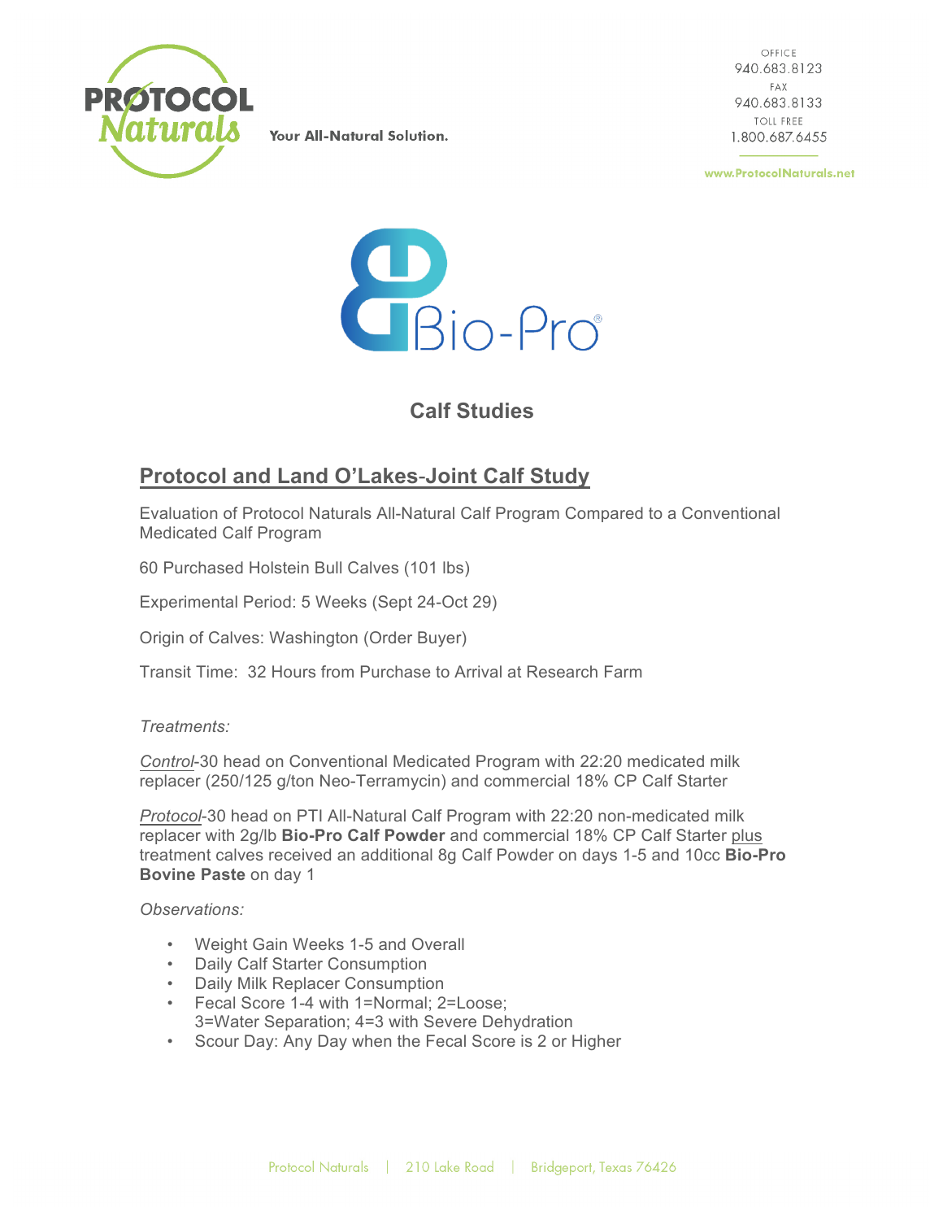# Calf Studies

## Protocol and Land O'Lakes-Joint Calf Study

Evaluation of Protocol Naturals All-Natural Calf Program Compared to a Conventional Medicated Calf Program

60 Purchased Holstein Bull Calves (101 lbs)

Experimental Period: 5 Weeks (Sept 24-Oct 29)

Origin of Calves: Washington (Order Buyer)

Transit Time: 32 Hours from Purchase to Arrival at Research Farm

*Treatments:*

*Control*-30 head on Conventional Medicated Program with 22:20 medicated milk replacer (250/125 g/ton Neo-Terramycin) and commercial 18% CP Calf Starter

*Protocol*-30 head on PTI All-Natural Calf Program with 22:20 non-medicated milk replacer with 2g/lb **Bio-Pro Calf Powder** and commercial 18% CP Calf Starter plus treatment calves received an additional 8g Calf Powder on days 1-5 and 10cc **Bio-Pro Bovine Paste** on day 1

*Observations:*

- Weight Gain Weeks 1-5 and Overall
- Daily Calf Starter Consumption
- Daily Milk Replacer Consumption
- Fecal Score 1-4 with 1=Normal; 2=Loose; 3=Water Separation; 4=3 with Severe Dehydration
- Scour Day: Any Day when the Fecal Score is 2 or Higher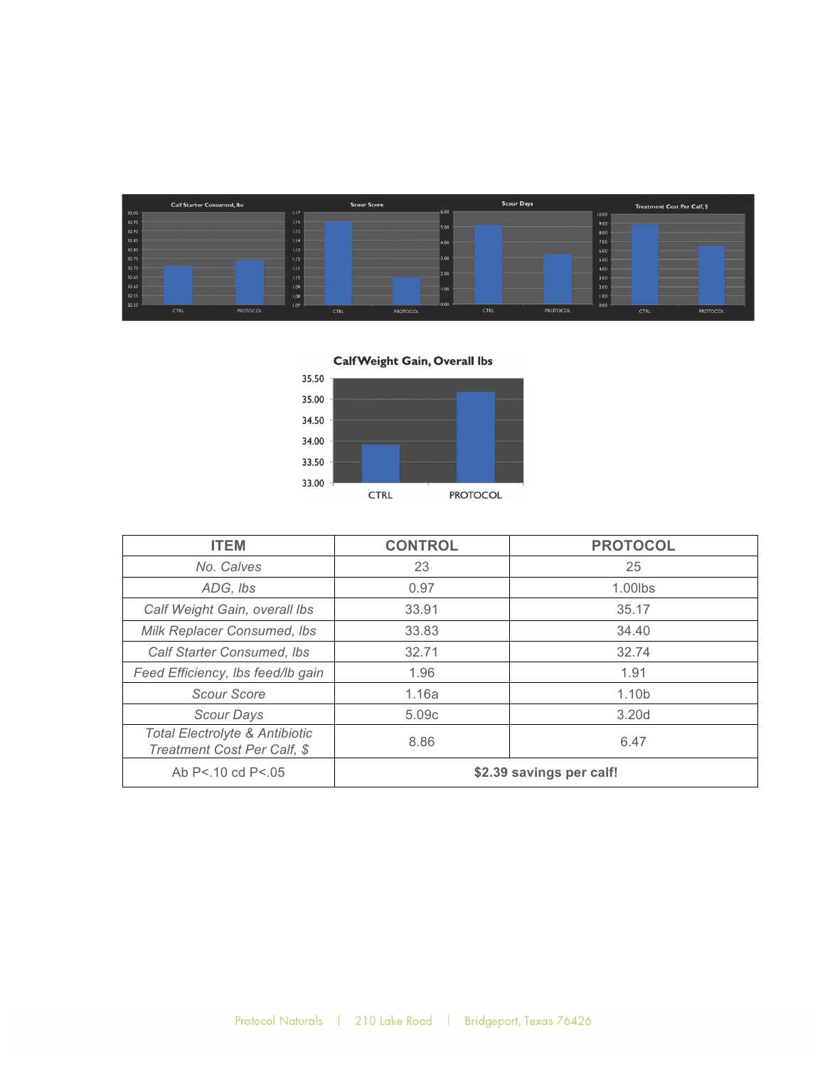| ITEM | CONTROL | PROTOCOL |
| --- | --- | --- |
| *No. Calves* | 23 | 25 |
| *ADG, lbs* | 0.97 | 1.00lbs |
| *Calf Weight Gain, overall lbs* | 33.91 | 35.17 |
| *Milk Replacer Consumed, lbs* | 33.83 | 34.40 |
| *Calf Starter Consumed, lbs* | 32.71 | 32.74 |
| *Feed Efficiency, lbs feed/lb gain* | 1.96 | 1.91 |
| *Scour Score* | 1.16a | 1.10b |
| *Scour Days* | 5.09c | 3.20d |
| *Total Electrolyte & Antibiotic Treatment Cost Per Calf, $* | 8.86 | 6.47 |
| Ab P<.10 cd P<.05 | **$2.39 savings per calf!** | |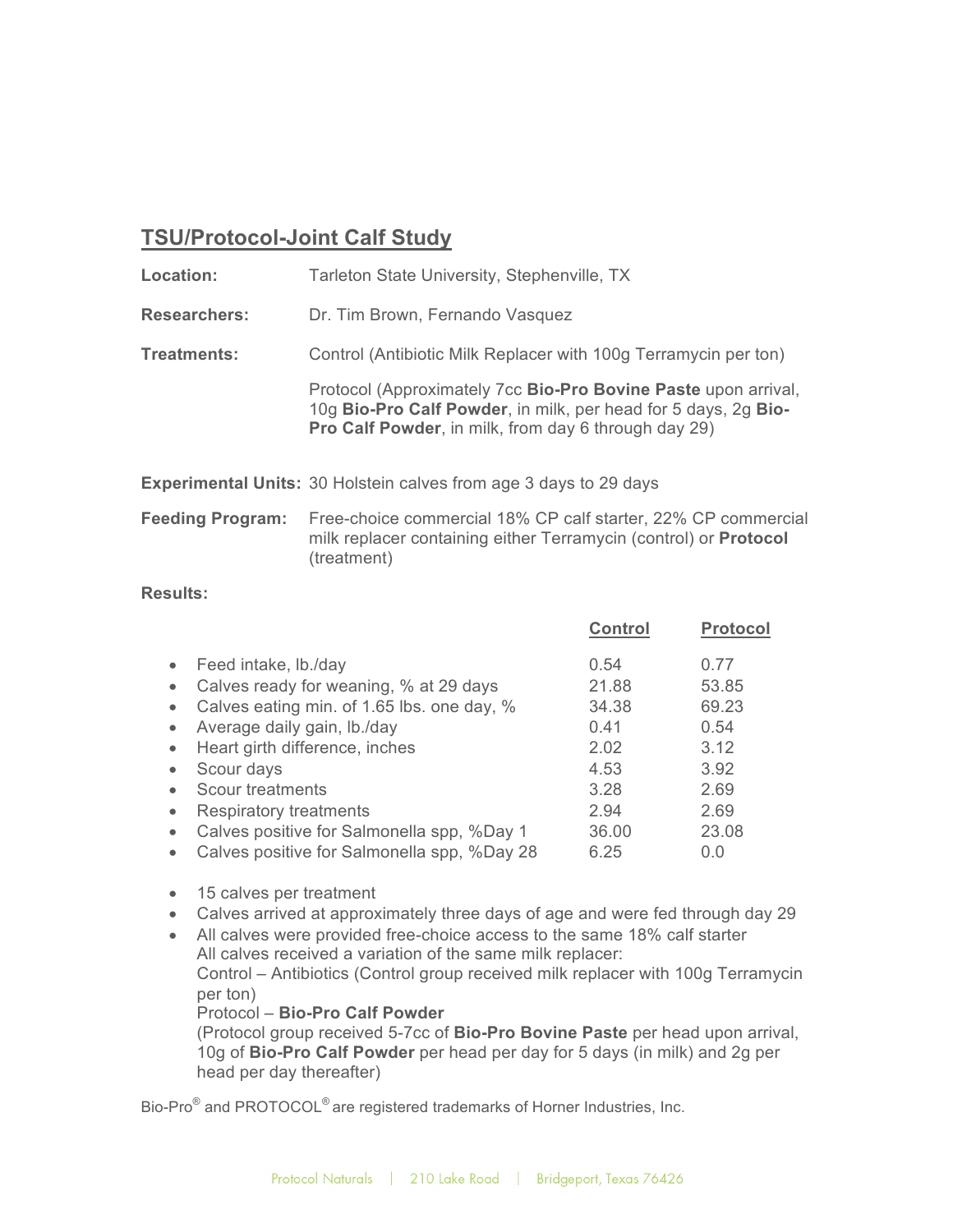## TSU/Protocol-Joint Calf Study

**Location:** Tarleton State University, Stephenville, TX

**Researchers:** Dr. Tim Brown, Fernando Vasquez

**Treatments:** Control (Antibiotic Milk Replacer with 100g Terramycin per ton)

Protocol (Approximately 7cc **Bio-Pro Bovine Paste** upon arrival, 10g **Bio-Pro Calf Powder**, in milk, per head for 5 days, 2g **Bio-Pro Calf Powder**, in milk, from day 6 through day 29)

**Experimental Units:** 30 Holstein calves from age 3 days to 29 days

**Feeding Program:** Free-choice commercial 18% CP calf starter, 22% CP commercial milk replacer containing either Terramycin (control) or **Protocol** (treatment)

**Results:**

| | Control | Protocol |
|---|---|---|
| Feed intake, lb./day | 0.54 | 0.77 |
| Calves ready for weaning, % at 29 days | 21.88 | 53.85 |
| Calves eating min. of 1.65 lbs. one day, % | 34.38 | 69.23 |
| Average daily gain, lb./day | 0.41 | 0.54 |
| Heart girth difference, inches | 2.02 | 3.12 |
| Scour days | 4.53 | 3.92 |
| Scour treatments | 3.28 | 2.69 |
| Respiratory treatments | 2.94 | 2.69 |
| Calves positive for Salmonella spp, %Day 1 | 36.00 | 23.08 |
| Calves positive for Salmonella spp, %Day 28 | 6.25 | 0.0 |

- 15 calves per treatment
- Calves arrived at approximately three days of age and were fed through day 29
- All calves were provided free-choice access to the same 18% calf starter
  All calves received a variation of the same milk replacer:
  Control – Antibiotics (Control group received milk replacer with 100g Terramycin per ton)
  Protocol – **Bio-Pro Calf Powder**
  (Protocol group received 5-7cc of **Bio-Pro Bovine Paste** per head upon arrival, 10g of **Bio-Pro Calf Powder** per head per day for 5 days (in milk) and 2g per head per day thereafter)

Bio-Pro® and PROTOCOL® are registered trademarks of Horner Industries, Inc.